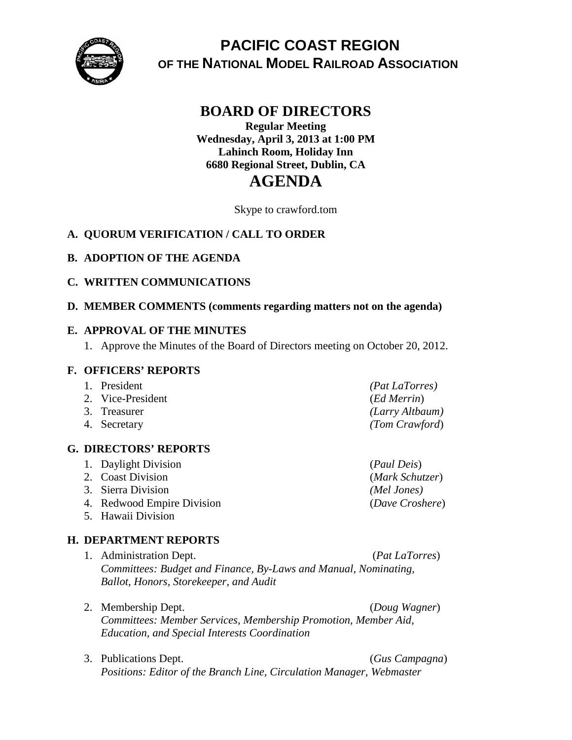# PACIFIC COAST REGION

## OF THE NATIONAL MODEL RAILROAD ASSOCIATION

# BOARD OF DIRECTORS

**Regular Meeting**
**Wednesday, April 3, 2013 at 1:00 PM**
**Lahinch Room, Holiday Inn**
**6680 Regional Street, Dublin, CA**

# AGENDA

Skype to crawford.tom

**A. QUORUM VERIFICATION / CALL TO ORDER**

**B. ADOPTION OF THE AGENDA**

**C. WRITTEN COMMUNICATIONS**

**D. MEMBER COMMENTS (comments regarding matters not on the agenda)**

**E. APPROVAL OF THE MINUTES**

1. Approve the Minutes of the Board of Directors meeting on October 20, 2012.

**F. OFFICERS' REPORTS**

1. President *(Pat LaTorres)*
2. Vice-President (*Ed Merrin*)
3. Treasurer *(Larry Altbaum)*
4. Secretary *(Tom Crawford*)

**G. DIRECTORS' REPORTS**

1. Daylight Division (*Paul Deis*)
2. Coast Division (*Mark Schutzer*)
3. Sierra Division *(Mel Jones)*
4. Redwood Empire Division (*Dave Croshere*)
5. Hawaii Division

**H. DEPARTMENT REPORTS**

1. Administration Dept. (*Pat LaTorres*)
   *Committees: Budget and Finance, By-Laws and Manual, Nominating, Ballot, Honors, Storekeeper, and Audit*

2. Membership Dept. (*Doug Wagner*)
   *Committees: Member Services, Membership Promotion, Member Aid, Education, and Special Interests Coordination*

3. Publications Dept. (*Gus Campagna*)
   *Positions: Editor of the Branch Line, Circulation Manager, Webmaster*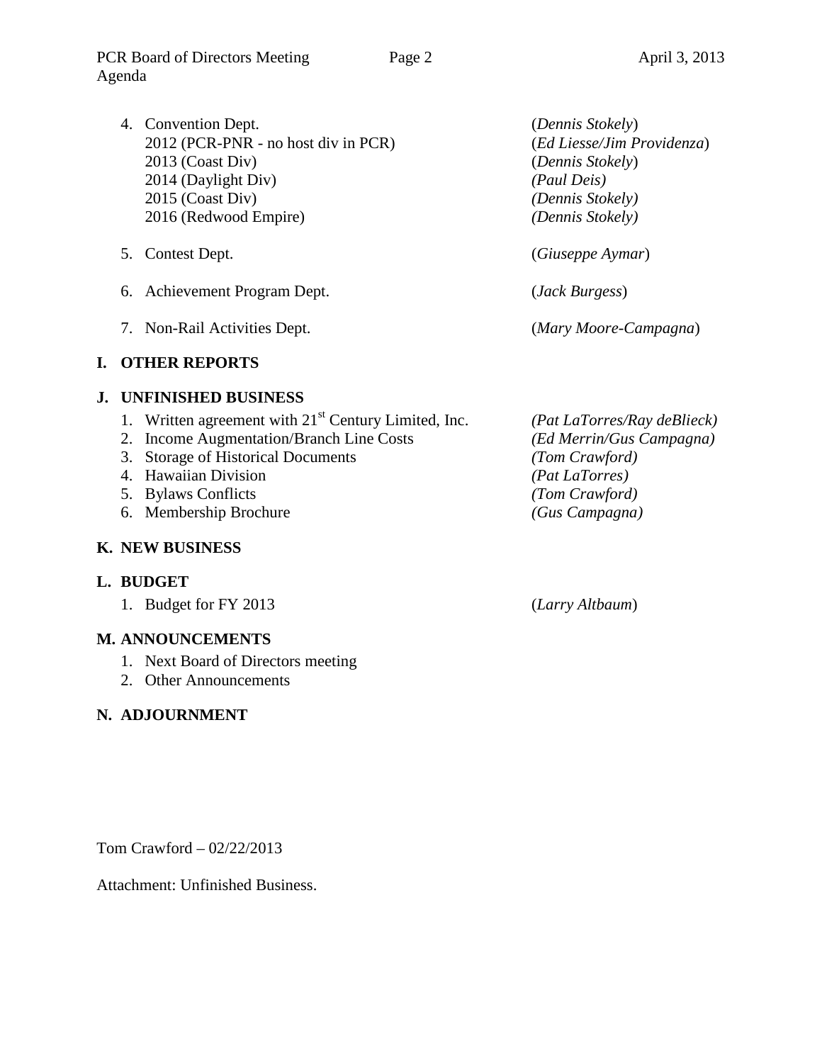4. Convention Dept. (*Dennis Stokely*)
   2012 (PCR-PNR - no host div in PCR) (*Ed Liesse/Jim Providenza*)
   2013 (Coast Div) (*Dennis Stokely*)
   2014 (Daylight Div) *(Paul Deis)*
   2015 (Coast Div) *(Dennis Stokely)*
   2016 (Redwood Empire) *(Dennis Stokely)*

5. Contest Dept. (*Giuseppe Aymar*)

6. Achievement Program Dept. (*Jack Burgess*)

7. Non-Rail Activities Dept. (*Mary Moore-Campagna*)

## I. OTHER REPORTS

## J. UNFINISHED BUSINESS

1. Written agreement with 21st Century Limited, Inc. *(Pat LaTorres/Ray deBlieck)*
2. Income Augmentation/Branch Line Costs *(Ed Merrin/Gus Campagna)*
3. Storage of Historical Documents *(Tom Crawford)*
4. Hawaiian Division *(Pat LaTorres)*
5. Bylaws Conflicts *(Tom Crawford)*
6. Membership Brochure *(Gus Campagna)*

## K. NEW BUSINESS

## L. BUDGET

1. Budget for FY 2013 (*Larry Altbaum*)

## M. ANNOUNCEMENTS

1. Next Board of Directors meeting
2. Other Announcements

## N. ADJOURNMENT

Tom Crawford – 02/22/2013

Attachment: Unfinished Business.